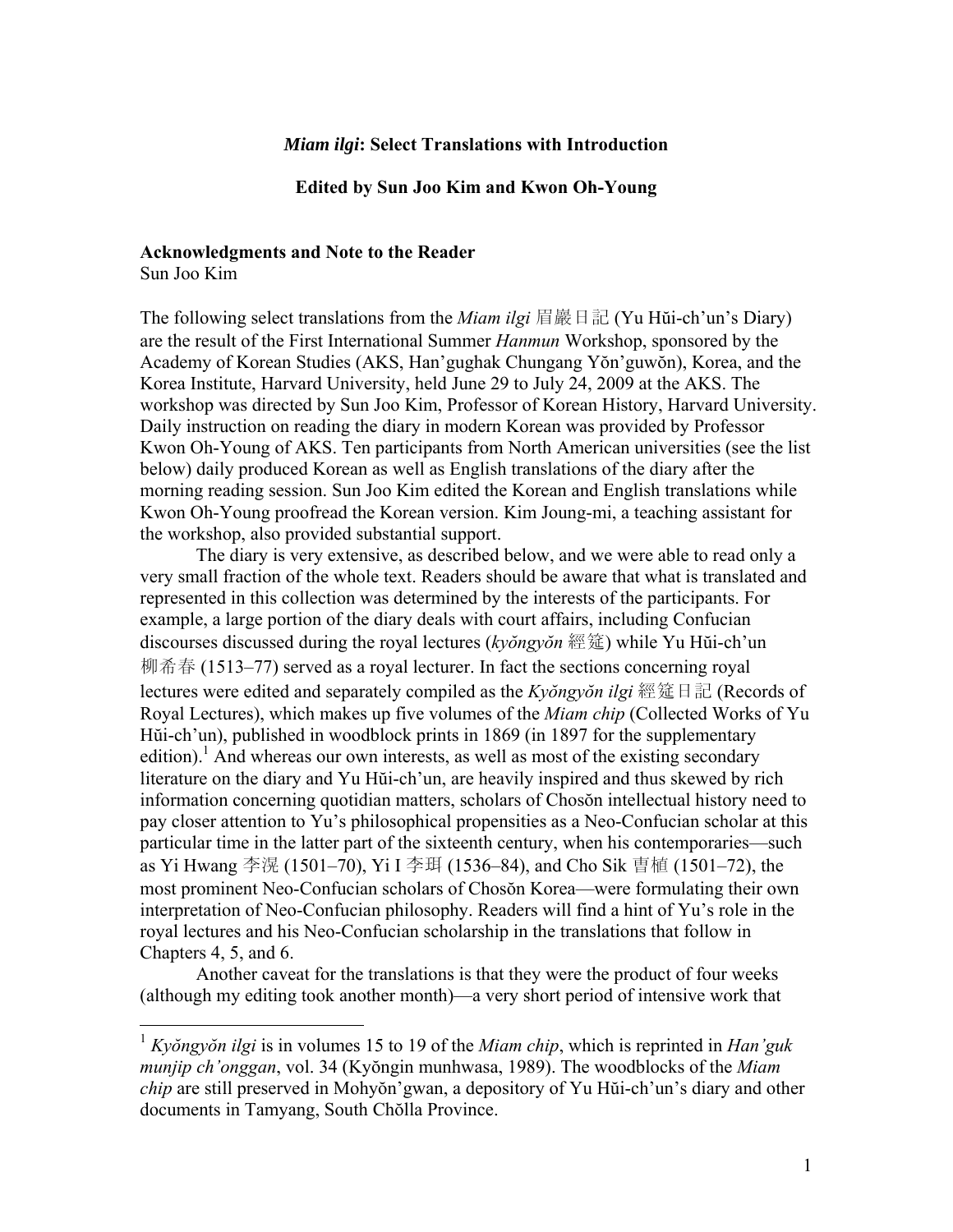# *Miam ilgi*: Select Translations with Introduction

**Edited by Sun Joo Kim and Kwon Oh-Young**

## Acknowledgments and Note to the Reader

Sun Joo Kim

The following select translations from the *Miam ilgi* 眉巖日記 (Yu Hŭi-ch'un's Diary) are the result of the First International Summer *Hanmun* Workshop, sponsored by the Academy of Korean Studies (AKS, Han'gughak Chungang Yŏn'guwŏn), Korea, and the Korea Institute, Harvard University, held June 29 to July 24, 2009 at the AKS. The workshop was directed by Sun Joo Kim, Professor of Korean History, Harvard University. Daily instruction on reading the diary in modern Korean was provided by Professor Kwon Oh-Young of AKS. Ten participants from North American universities (see the list below) daily produced Korean as well as English translations of the diary after the morning reading session. Sun Joo Kim edited the Korean and English translations while Kwon Oh-Young proofread the Korean version. Kim Joung-mi, a teaching assistant for the workshop, also provided substantial support.

The diary is very extensive, as described below, and we were able to read only a very small fraction of the whole text. Readers should be aware that what is translated and represented in this collection was determined by the interests of the participants. For example, a large portion of the diary deals with court affairs, including Confucian discourses discussed during the royal lectures (*kyŏngyŏn* 經筵) while Yu Hŭi-ch'un 柳希春 (1513–77) served as a royal lecturer. In fact the sections concerning royal lectures were edited and separately compiled as the *Kyŏngyŏn ilgi* 經筵日記 (Records of Royal Lectures), which makes up five volumes of the *Miam chip* (Collected Works of Yu Hŭi-ch'un), published in woodblock prints in 1869 (in 1897 for the supplementary edition).[1] And whereas our own interests, as well as most of the existing secondary literature on the diary and Yu Hŭi-ch'un, are heavily inspired and thus skewed by rich information concerning quotidian matters, scholars of Chosŏn intellectual history need to pay closer attention to Yu's philosophical propensities as a Neo-Confucian scholar at this particular time in the latter part of the sixteenth century, when his contemporaries—such as Yi Hwang 李滉 (1501–70), Yi I 李珥 (1536–84), and Cho Sik 曺植 (1501–72), the most prominent Neo-Confucian scholars of Chosŏn Korea—were formulating their own interpretation of Neo-Confucian philosophy. Readers will find a hint of Yu's role in the royal lectures and his Neo-Confucian scholarship in the translations that follow in Chapters 4, 5, and 6.

Another caveat for the translations is that they were the product of four weeks (although my editing took another month)—a very short period of intensive work that

---

[1] *Kyŏngyŏn ilgi* is in volumes 15 to 19 of the *Miam chip*, which is reprinted in *Han'guk munjip ch'onggan*, vol. 34 (Kyŏngin munhwasa, 1989). The woodblocks of the *Miam chip* are still preserved in Mohyŏn'gwan, a depository of Yu Hŭi-ch'un's diary and other documents in Tamyang, South Chŏlla Province.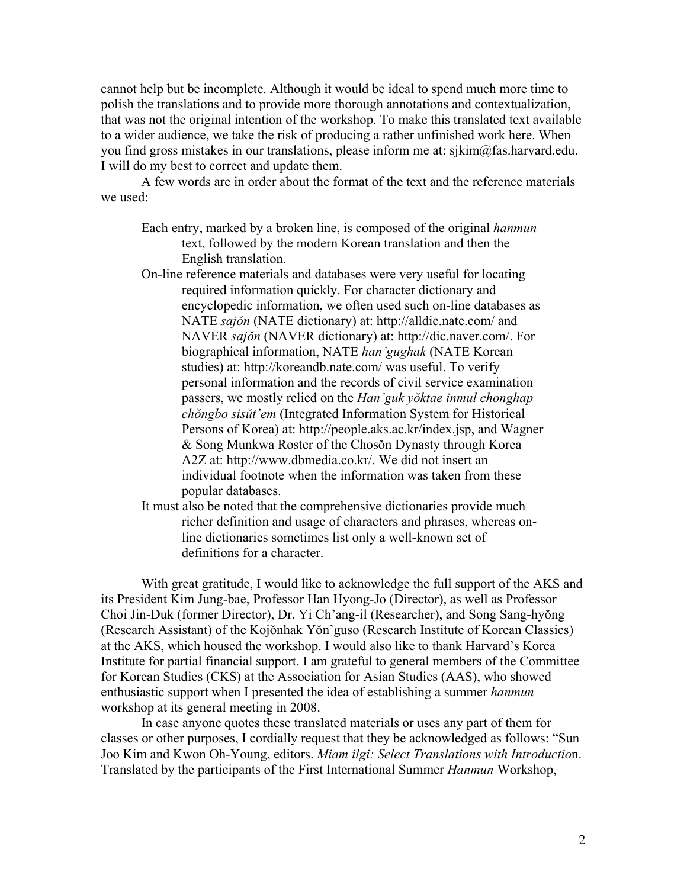cannot help but be incomplete. Although it would be ideal to spend much more time to polish the translations and to provide more thorough annotations and contextualization, that was not the original intention of the workshop. To make this translated text available to a wider audience, we take the risk of producing a rather unfinished work here. When you find gross mistakes in our translations, please inform me at: sjkim@fas.harvard.edu. I will do my best to correct and update them.

A few words are in order about the format of the text and the reference materials we used:

- Each entry, marked by a broken line, is composed of the original *hanmun* text, followed by the modern Korean translation and then the English translation.
- On-line reference materials and databases were very useful for locating required information quickly. For character dictionary and encyclopedic information, we often used such on-line databases as NATE *sajŏn* (NATE dictionary) at: http://alldic.nate.com/ and NAVER *sajŏn* (NAVER dictionary) at: http://dic.naver.com/. For biographical information, NATE *han'gughak* (NATE Korean studies) at: http://koreandb.nate.com/ was useful. To verify personal information and the records of civil service examination passers, we mostly relied on the *Han'guk yŏktae inmul chonghap chŏngbo sisŭt'em* (Integrated Information System for Historical Persons of Korea) at: http://people.aks.ac.kr/index.jsp, and Wagner & Song Munkwa Roster of the Chosŏn Dynasty through Korea A2Z at: http://www.dbmedia.co.kr/. We did not insert an individual footnote when the information was taken from these popular databases.
- It must also be noted that the comprehensive dictionaries provide much richer definition and usage of characters and phrases, whereas on-line dictionaries sometimes list only a well-known set of definitions for a character.

With great gratitude, I would like to acknowledge the full support of the AKS and its President Kim Jung-bae, Professor Han Hyong-Jo (Director), as well as Professor Choi Jin-Duk (former Director), Dr. Yi Ch'ang-il (Researcher), and Song Sang-hyŏng (Research Assistant) of the Kojŏnhak Yŏn'guso (Research Institute of Korean Classics) at the AKS, which housed the workshop. I would also like to thank Harvard's Korea Institute for partial financial support. I am grateful to general members of the Committee for Korean Studies (CKS) at the Association for Asian Studies (AAS), who showed enthusiastic support when I presented the idea of establishing a summer *hanmun* workshop at its general meeting in 2008.

In case anyone quotes these translated materials or uses any part of them for classes or other purposes, I cordially request that they be acknowledged as follows: "Sun Joo Kim and Kwon Oh-Young, editors. *Miam ilgi: Select Translations with Introduction*. Translated by the participants of the First International Summer *Hanmun* Workshop,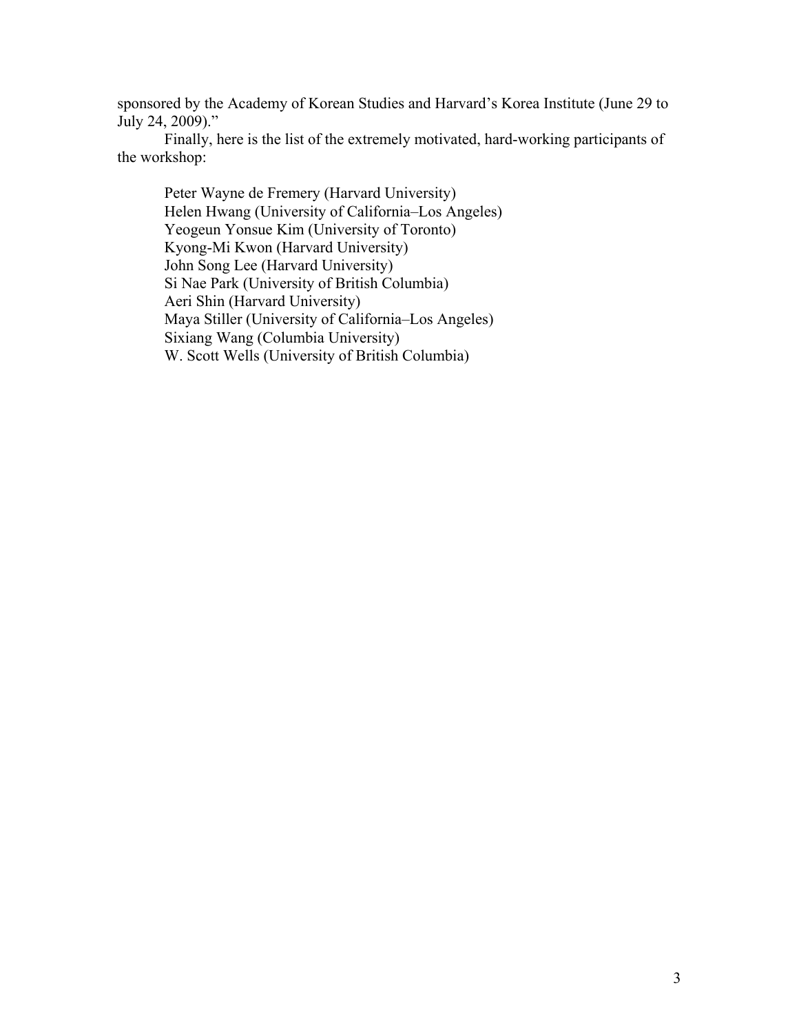sponsored by the Academy of Korean Studies and Harvard's Korea Institute (June 29 to July 24, 2009)."

Finally, here is the list of the extremely motivated, hard-working participants of the workshop:

Peter Wayne de Fremery (Harvard University)  
Helen Hwang (University of California–Los Angeles)  
Yeogeun Yonsue Kim (University of Toronto)  
Kyong-Mi Kwon (Harvard University)  
John Song Lee (Harvard University)  
Si Nae Park (University of British Columbia)  
Aeri Shin (Harvard University)  
Maya Stiller (University of California–Los Angeles)  
Sixiang Wang (Columbia University)  
W. Scott Wells (University of British Columbia)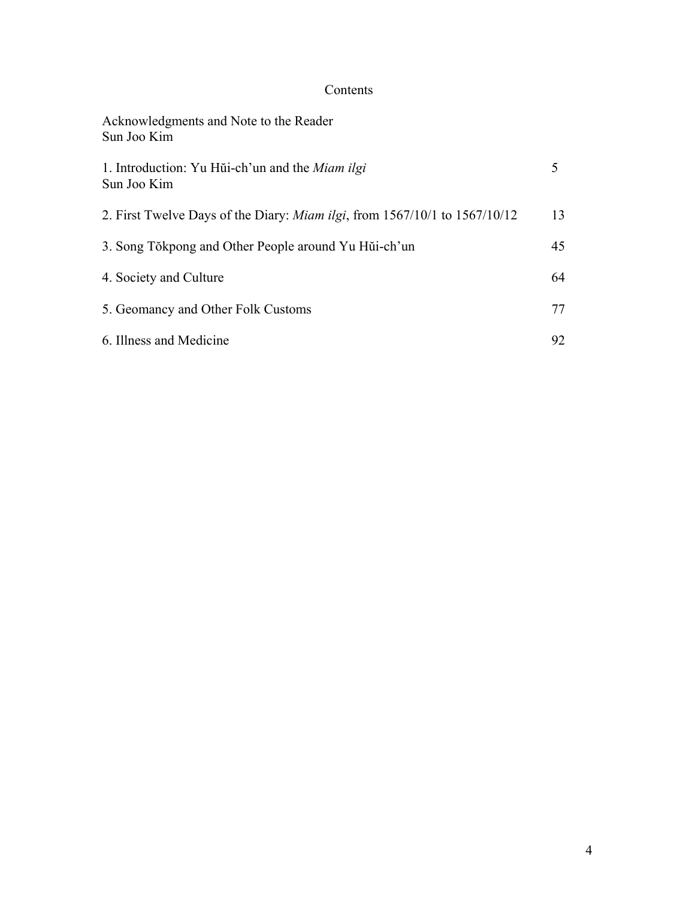# Contents

Acknowledgments and Note to the Reader
Sun Joo Kim

1. Introduction: Yu Hŭi-ch'un and the *Miam ilgi* — 5
   Sun Joo Kim

2. First Twelve Days of the Diary: *Miam ilgi*, from 1567/10/1 to 1567/10/12 — 13

3. Song Tŏkpong and Other People around Yu Hŭi-ch'un — 45

4. Society and Culture — 64

5. Geomancy and Other Folk Customs — 77

6. Illness and Medicine — 92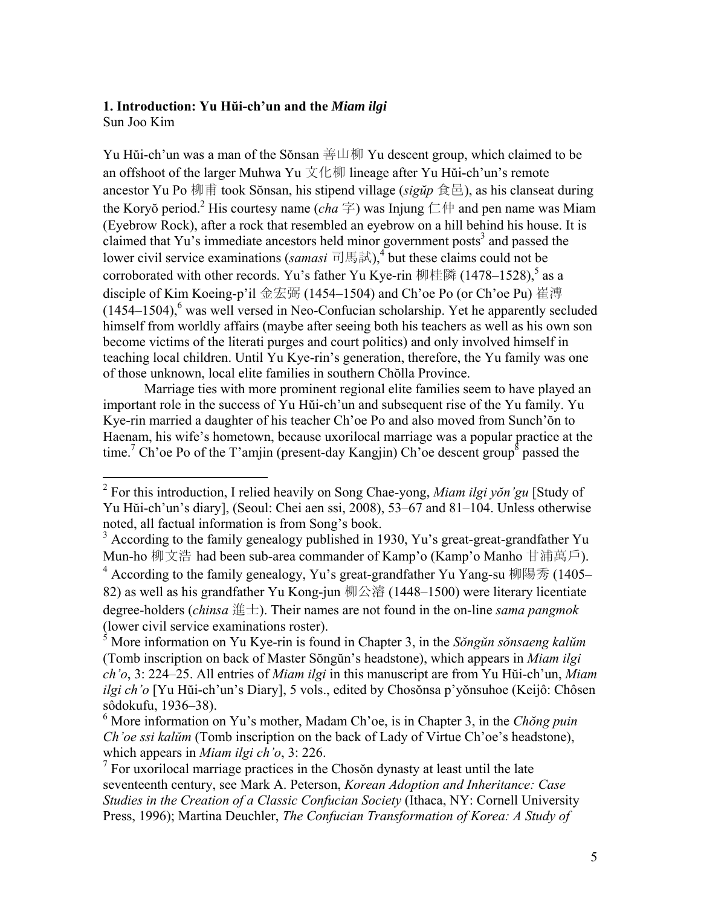## 1. Introduction: Yu Hŭi-ch'un and the *Miam ilgi*

Sun Joo Kim

Yu Hŭi-ch'un was a man of the Sŏnsan 善山柳 Yu descent group, which claimed to be an offshoot of the larger Muhwa Yu 文化柳 lineage after Yu Hŭi-ch'un's remote ancestor Yu Po 柳甫 took Sŏnsan, his stipend village (*sigŭp* 食邑), as his clanseat during the Koryŏ period.[2] His courtesy name (*cha* 字) was Injung 仁仲 and pen name was Miam (Eyebrow Rock), after a rock that resembled an eyebrow on a hill behind his house. It is claimed that Yu's immediate ancestors held minor government posts[3] and passed the lower civil service examinations (*samasi* 司馬試),[4] but these claims could not be corroborated with other records. Yu's father Yu Kye-rin 柳桂隣 (1478–1528),[5] as a disciple of Kim Koeing-p'il 金宏弼 (1454–1504) and Ch'oe Po (or Ch'oe Pu) 崔溥 (1454–1504),[6] was well versed in Neo-Confucian scholarship. Yet he apparently secluded himself from worldly affairs (maybe after seeing both his teachers as well as his own son become victims of the literati purges and court politics) and only involved himself in teaching local children. Until Yu Kye-rin's generation, therefore, the Yu family was one of those unknown, local elite families in southern Chŏlla Province.

Marriage ties with more prominent regional elite families seem to have played an important role in the success of Yu Hŭi-ch'un and subsequent rise of the Yu family. Yu Kye-rin married a daughter of his teacher Ch'oe Po and also moved from Sunch'ŏn to Haenam, his wife's hometown, because uxorilocal marriage was a popular practice at the time.[7] Ch'oe Po of the T'amjin (present-day Kangjin) Ch'oe descent group[8] passed the

---

[2] For this introduction, I relied heavily on Song Chae-yong, *Miam ilgi yŏn'gu* [Study of Yu Hŭi-ch'un's diary], (Seoul: Chei aen ssi, 2008), 53–67 and 81–104. Unless otherwise noted, all factual information is from Song's book.

[3] According to the family genealogy published in 1930, Yu's great-great-grandfather Yu Mun-ho 柳文浩 had been sub-area commander of Kamp'o (Kamp'o Manho 甘浦萬戶).

[4] According to the family genealogy, Yu's great-grandfather Yu Yang-su 柳陽秀 (1405–82) as well as his grandfather Yu Kong-jun 柳公濬 (1448–1500) were literary licentiate degree-holders (*chinsa* 進士). Their names are not found in the on-line *sama pangmok* (lower civil service examinations roster).

[5] More information on Yu Kye-rin is found in Chapter 3, in the *Sŏngŭn sŏnsaeng kalŭm* (Tomb inscription on back of Master Sŏngŭn's headstone), which appears in *Miam ilgi ch'o*, 3: 224–25. All entries of *Miam ilgi* in this manuscript are from Yu Hŭi-ch'un, *Miam ilgi ch'o* [Yu Hŭi-ch'un's Diary], 5 vols., edited by Chosŏnsa p'yŏnsuhoe (Keijô: Chôsen sôdokufu, 1936–38).

[6] More information on Yu's mother, Madam Ch'oe, is in Chapter 3, in the *Chŏng puin Ch'oe ssi kalŭm* (Tomb inscription on the back of Lady of Virtue Ch'oe's headstone), which appears in *Miam ilgi ch'o*, 3: 226.

[7] For uxorilocal marriage practices in the Chosŏn dynasty at least until the late seventeenth century, see Mark A. Peterson, *Korean Adoption and Inheritance: Case Studies in the Creation of a Classic Confucian Society* (Ithaca, NY: Cornell University Press, 1996); Martina Deuchler, *The Confucian Transformation of Korea: A Study of*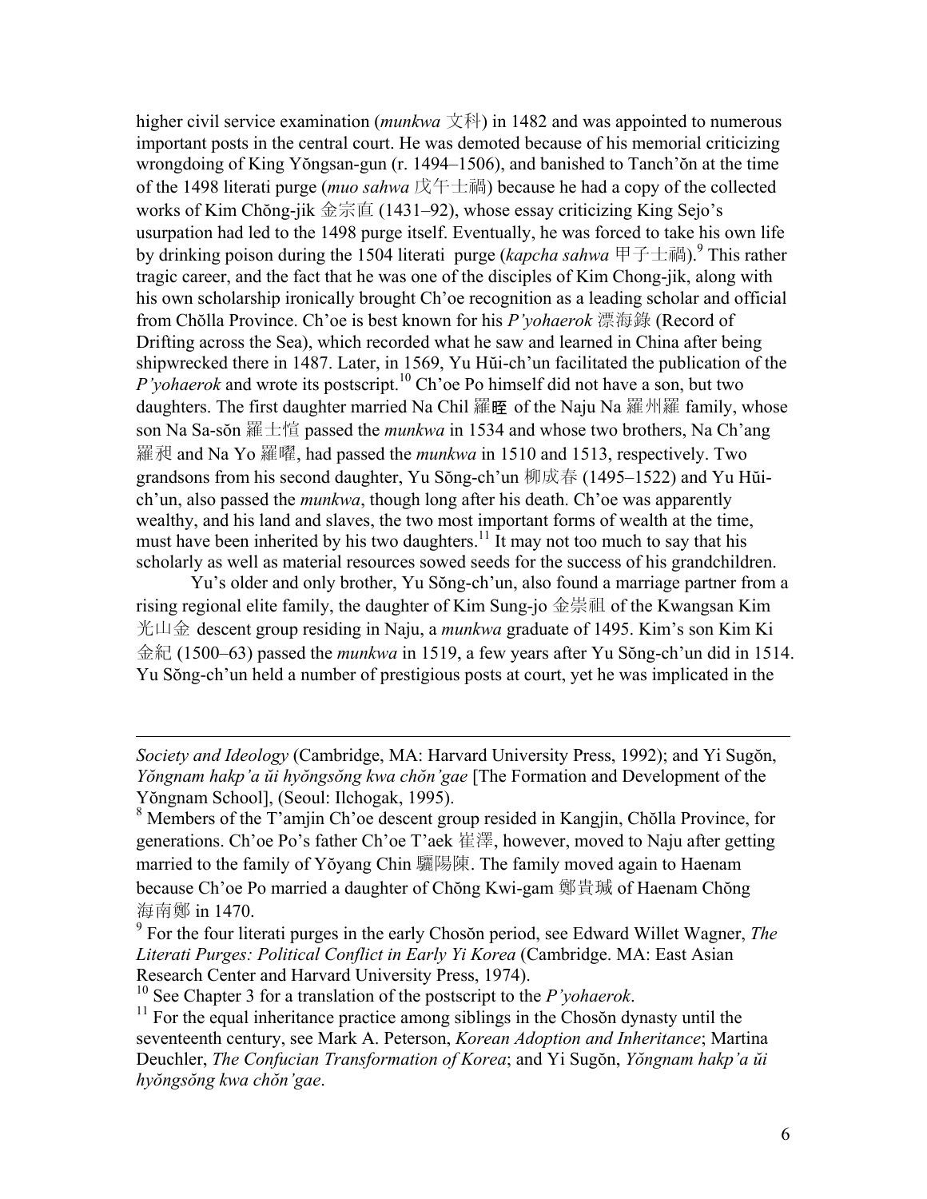higher civil service examination (*munkwa* 文科) in 1482 and was appointed to numerous important posts in the central court. He was demoted because of his memorial criticizing wrongdoing of King Yŏngsan-gun (r. 1494–1506), and banished to Tanch'ŏn at the time of the 1498 literati purge (*muo sahwa* 戊午士禍) because he had a copy of the collected works of Kim Chŏng-jik 金宗直 (1431–92), whose essay criticizing King Sejo's usurpation had led to the 1498 purge itself. Eventually, he was forced to take his own life by drinking poison during the 1504 literati purge (*kapcha sahwa* 甲子士禍).[9] This rather tragic career, and the fact that he was one of the disciples of Kim Chong-jik, along with his own scholarship ironically brought Ch'oe recognition as a leading scholar and official from Chŏlla Province. Ch'oe is best known for his *P'yohaerok* 漂海錄 (Record of Drifting across the Sea), which recorded what he saw and learned in China after being shipwrecked there in 1487. Later, in 1569, Yu Hŭi-ch'un facilitated the publication of the *P'yohaerok* and wrote its postscript.[10] Ch'oe Po himself did not have a son, but two daughters. The first daughter married Na Chil 羅晊 of the Naju Na 羅州羅 family, whose son Na Sa-sŏn 羅士愃 passed the *munkwa* in 1534 and whose two brothers, Na Ch'ang 羅昶 and Na Yo 羅曜, had passed the *munkwa* in 1510 and 1513, respectively. Two grandsons from his second daughter, Yu Sŏng-ch'un 柳成春 (1495–1522) and Yu Hŭi-ch'un, also passed the *munkwa*, though long after his death. Ch'oe was apparently wealthy, and his land and slaves, the two most important forms of wealth at the time, must have been inherited by his two daughters.[11] It may not too much to say that his scholarly as well as material resources sowed seeds for the success of his grandchildren.

Yu's older and only brother, Yu Sŏng-ch'un, also found a marriage partner from a rising regional elite family, the daughter of Kim Sung-jo 金崇祖 of the Kwangsan Kim 光山金 descent group residing in Naju, a *munkwa* graduate of 1495. Kim's son Kim Ki 金紀 (1500–63) passed the *munkwa* in 1519, a few years after Yu Sŏng-ch'un did in 1514. Yu Sŏng-ch'un held a number of prestigious posts at court, yet he was implicated in the

---

*Society and Ideology* (Cambridge, MA: Harvard University Press, 1992); and Yi Sugŏn, *Yŏngnam hakp'a ŭi hyŏngsŏng kwa chŏn'gae* [The Formation and Development of the Yŏngnam School], (Seoul: Ilchogak, 1995).

[8] Members of the T'amjin Ch'oe descent group resided in Kangjin, Chŏlla Province, for generations. Ch'oe Po's father Ch'oe T'aek 崔澤, however, moved to Naju after getting married to the family of Yŏyang Chin 驪陽陳. The family moved again to Haenam because Ch'oe Po married a daughter of Chŏng Kwi-gam 鄭貴瑊 of Haenam Chŏng 海南鄭 in 1470.

[9] For the four literati purges in the early Chosŏn period, see Edward Willet Wagner, *The Literati Purges: Political Conflict in Early Yi Korea* (Cambridge. MA: East Asian Research Center and Harvard University Press, 1974).

[10] See Chapter 3 for a translation of the postscript to the *P'yohaerok*.

[11] For the equal inheritance practice among siblings in the Chosŏn dynasty until the seventeenth century, see Mark A. Peterson, *Korean Adoption and Inheritance*; Martina Deuchler, *The Confucian Transformation of Korea*; and Yi Sugŏn, *Yŏngnam hakp'a ŭi hyŏngsŏng kwa chŏn'gae*.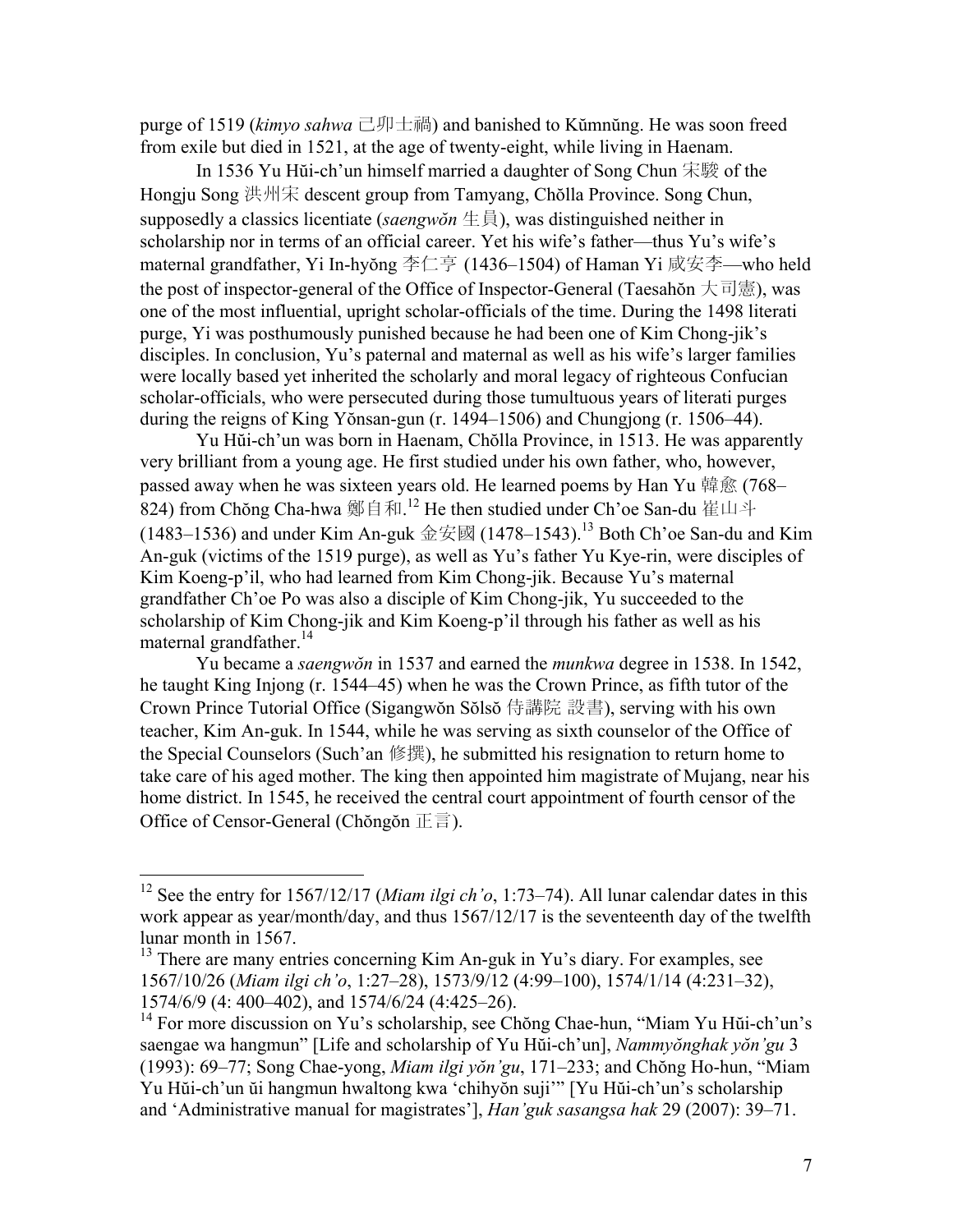purge of 1519 (*kimyo sahwa* 己卯士禍) and banished to Kŭmnŭng. He was soon freed from exile but died in 1521, at the age of twenty-eight, while living in Haenam.

In 1536 Yu Hŭi-ch'un himself married a daughter of Song Chun 宋駿 of the Hongju Song 洪州宋 descent group from Tamyang, Chŏlla Province. Song Chun, supposedly a classics licentiate (*saengwŏn* 生員), was distinguished neither in scholarship nor in terms of an official career. Yet his wife's father—thus Yu's wife's maternal grandfather, Yi In-hyŏng 李仁亨 (1436–1504) of Haman Yi 咸安李—who held the post of inspector-general of the Office of Inspector-General (Taesahŏn 大司憲), was one of the most influential, upright scholar-officials of the time. During the 1498 literati purge, Yi was posthumously punished because he had been one of Kim Chong-jik's disciples. In conclusion, Yu's paternal and maternal as well as his wife's larger families were locally based yet inherited the scholarly and moral legacy of righteous Confucian scholar-officials, who were persecuted during those tumultuous years of literati purges during the reigns of King Yŏnsan-gun (r. 1494–1506) and Chungjong (r. 1506–44).

Yu Hŭi-ch'un was born in Haenam, Chŏlla Province, in 1513. He was apparently very brilliant from a young age. He first studied under his own father, who, however, passed away when he was sixteen years old. He learned poems by Han Yu 韓愈 (768–824) from Chŏng Cha-hwa 鄭自和.[12] He then studied under Ch'oe San-du 崔山斗 (1483–1536) and under Kim An-guk 金安國 (1478–1543).[13] Both Ch'oe San-du and Kim An-guk (victims of the 1519 purge), as well as Yu's father Yu Kye-rin, were disciples of Kim Koeng-p'il, who had learned from Kim Chong-jik. Because Yu's maternal grandfather Ch'oe Po was also a disciple of Kim Chong-jik, Yu succeeded to the scholarship of Kim Chong-jik and Kim Koeng-p'il through his father as well as his maternal grandfather.[14]

Yu became a *saengwŏn* in 1537 and earned the *munkwa* degree in 1538. In 1542, he taught King Injong (r. 1544–45) when he was the Crown Prince, as fifth tutor of the Crown Prince Tutorial Office (Sigangwŏn Sŏlsŏ 侍講院 設書), serving with his own teacher, Kim An-guk. In 1544, while he was serving as sixth counselor of the Office of the Special Counselors (Such'an 修撰), he submitted his resignation to return home to take care of his aged mother. The king then appointed him magistrate of Mujang, near his home district. In 1545, he received the central court appointment of fourth censor of the Office of Censor-General (Chŏngŏn 正言).

---

[12] See the entry for 1567/12/17 (*Miam ilgi ch'o*, 1:73–74). All lunar calendar dates in this work appear as year/month/day, and thus 1567/12/17 is the seventeenth day of the twelfth lunar month in 1567.

[13] There are many entries concerning Kim An-guk in Yu's diary. For examples, see 1567/10/26 (*Miam ilgi ch'o*, 1:27–28), 1573/9/12 (4:99–100), 1574/1/14 (4:231–32), 1574/6/9 (4: 400–402), and 1574/6/24 (4:425–26).

[14] For more discussion on Yu's scholarship, see Chŏng Chae-hun, "Miam Yu Hŭi-ch'un's saengae wa hangmun" [Life and scholarship of Yu Hŭi-ch'un], *Nammyŏnghak yŏn'gu* 3 (1993): 69–77; Song Chae-yong, *Miam ilgi yŏn'gu*, 171–233; and Chŏng Ho-hun, "Miam Yu Hŭi-ch'un ŭi hangmun hwaltong kwa 'chihyŏn suji'" [Yu Hŭi-ch'un's scholarship and 'Administrative manual for magistrates'], *Han'guk sasangsa hak* 29 (2007): 39–71.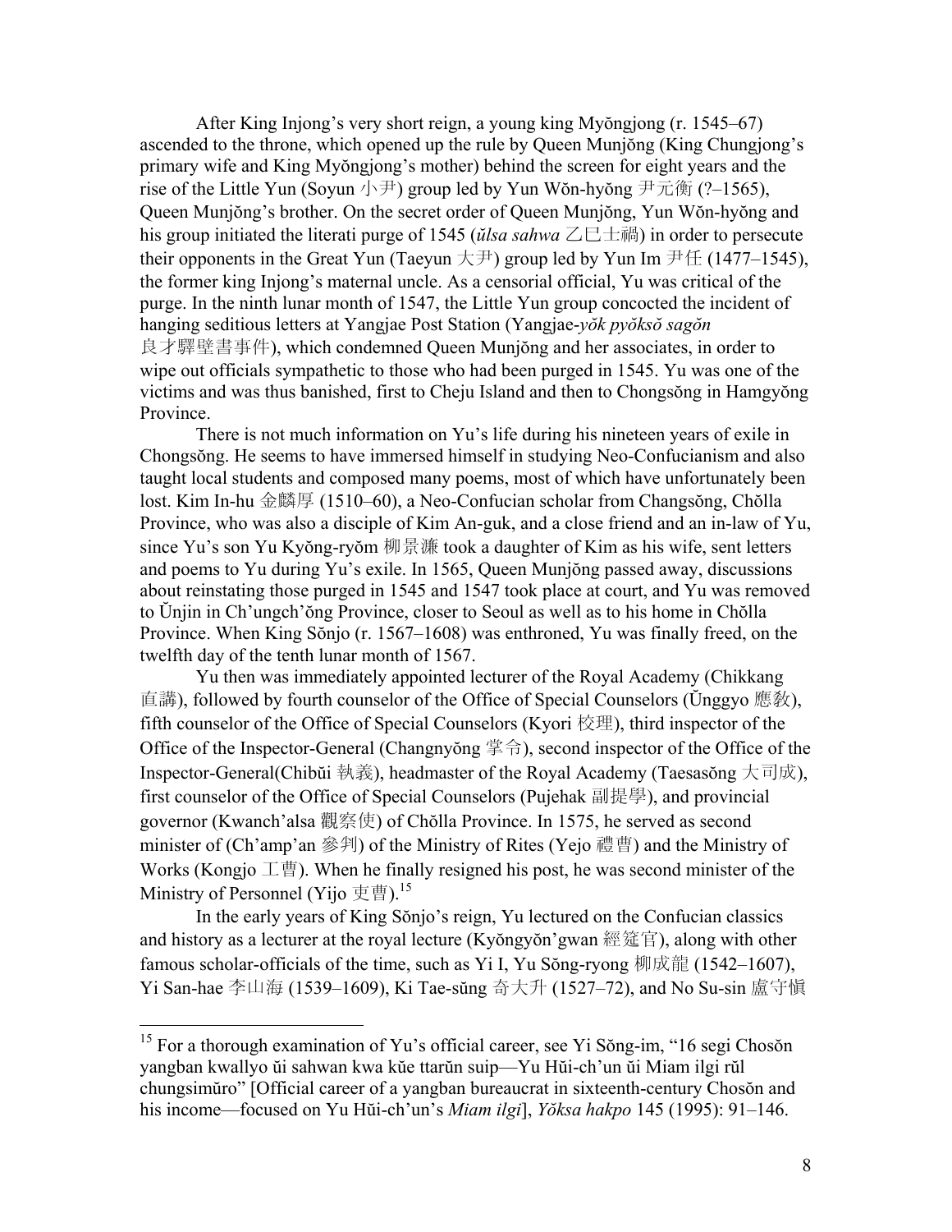After King Injong's very short reign, a young king Myŏngjong (r. 1545–67) ascended to the throne, which opened up the rule by Queen Munjŏng (King Chungjong's primary wife and King Myŏngjong's mother) behind the screen for eight years and the rise of the Little Yun (Soyun 小尹) group led by Yun Wŏn-hyŏng 尹元衡 (?–1565), Queen Munjŏng's brother. On the secret order of Queen Munjŏng, Yun Wŏn-hyŏng and his group initiated the literati purge of 1545 (*ŭlsa sahwa* 乙巳士禍) in order to persecute their opponents in the Great Yun (Taeyun 大尹) group led by Yun Im 尹任 (1477–1545), the former king Injong's maternal uncle. As a censorial official, Yu was critical of the purge. In the ninth lunar month of 1547, the Little Yun group concocted the incident of hanging seditious letters at Yangjae Post Station (Yangjae-*yŏk pyŏksŏ sagŏn* 良才驛壁書事件), which condemned Queen Munjŏng and her associates, in order to wipe out officials sympathetic to those who had been purged in 1545. Yu was one of the victims and was thus banished, first to Cheju Island and then to Chongsŏng in Hamgyŏng Province.

There is not much information on Yu's life during his nineteen years of exile in Chongsŏng. He seems to have immersed himself in studying Neo-Confucianism and also taught local students and composed many poems, most of which have unfortunately been lost. Kim In-hu 金麟厚 (1510–60), a Neo-Confucian scholar from Changsŏng, Chŏlla Province, who was also a disciple of Kim An-guk, and a close friend and an in-law of Yu, since Yu's son Yu Kyŏng-ryŏm 柳景濂 took a daughter of Kim as his wife, sent letters and poems to Yu during Yu's exile. In 1565, Queen Munjŏng passed away, discussions about reinstating those purged in 1545 and 1547 took place at court, and Yu was removed to Ŭnjin in Ch'ungch'ŏng Province, closer to Seoul as well as to his home in Chŏlla Province. When King Sŏnjo (r. 1567–1608) was enthroned, Yu was finally freed, on the twelfth day of the tenth lunar month of 1567.

Yu then was immediately appointed lecturer of the Royal Academy (Chikkang 直講), followed by fourth counselor of the Office of Special Counselors (Ŭnggyo 應敎), fifth counselor of the Office of Special Counselors (Kyori 校理), third inspector of the Office of the Inspector-General (Changnyŏng 掌令), second inspector of the Office of the Inspector-General(Chibŭi 執義), headmaster of the Royal Academy (Taesasŏng 大司成), first counselor of the Office of Special Counselors (Pujehak 副提學), and provincial governor (Kwanch'alsa 觀察使) of Chŏlla Province. In 1575, he served as second minister of (Ch'amp'an 參判) of the Ministry of Rites (Yejo 禮曹) and the Ministry of Works (Kongjo 工曹). When he finally resigned his post, he was second minister of the Ministry of Personnel (Yijo 吏曹).[15]

In the early years of King Sŏnjo's reign, Yu lectured on the Confucian classics and history as a lecturer at the royal lecture (Kyŏngyŏn'gwan 經筵官), along with other famous scholar-officials of the time, such as Yi I, Yu Sŏng-ryong 柳成龍 (1542–1607), Yi San-hae 李山海 (1539–1609), Ki Tae-sŭng 奇大升 (1527–72), and No Su-sin 盧守愼

---

[15] For a thorough examination of Yu's official career, see Yi Sŏng-im, "16 segi Chosŏn yangban kwallyo ŭi sahwan kwa kŭe ttarŭn suip—Yu Hŭi-ch'un ŭi Miam ilgi rŭl chungsimŭro" [Official career of a yangban bureaucrat in sixteenth-century Chosŏn and his income—focused on Yu Hŭi-ch'un's *Miam ilgi*], *Yŏksa hakpo* 145 (1995): 91–146.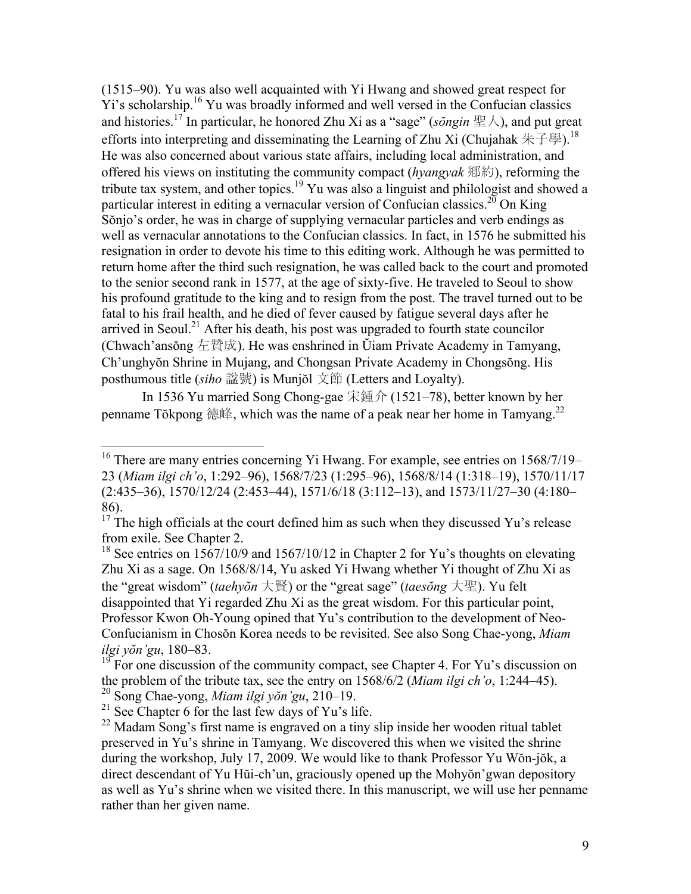(1515–90). Yu was also well acquainted with Yi Hwang and showed great respect for Yi's scholarship.[16] Yu was broadly informed and well versed in the Confucian classics and histories.[17] In particular, he honored Zhu Xi as a "sage" (*sŏngin* 聖人), and put great efforts into interpreting and disseminating the Learning of Zhu Xi (Chujahak 朱子學).[18] He was also concerned about various state affairs, including local administration, and offered his views on instituting the community compact (*hyangyak* 鄕約), reforming the tribute tax system, and other topics.[19] Yu was also a linguist and philologist and showed a particular interest in editing a vernacular version of Confucian classics.[20] On King Sŏnjo's order, he was in charge of supplying vernacular particles and verb endings as well as vernacular annotations to the Confucian classics. In fact, in 1576 he submitted his resignation in order to devote his time to this editing work. Although he was permitted to return home after the third such resignation, he was called back to the court and promoted to the senior second rank in 1577, at the age of sixty-five. He traveled to Seoul to show his profound gratitude to the king and to resign from the post. The travel turned out to be fatal to his frail health, and he died of fever caused by fatigue several days after he arrived in Seoul.[21] After his death, his post was upgraded to fourth state councilor (Chwach'ansŏng 左贊成). He was enshrined in Ŭiam Private Academy in Tamyang, Ch'unghyŏn Shrine in Mujang, and Chongsan Private Academy in Chongsŏng. His posthumous title (*siho* 諡號) is Munjŏl 文節 (Letters and Loyalty).

In 1536 Yu married Song Chong-gae 宋鍾介 (1521–78), better known by her penname Tŏkpong 德峰, which was the name of a peak near her home in Tamyang.[22]

---

[16] There are many entries concerning Yi Hwang. For example, see entries on 1568/7/19–23 (*Miam ilgi ch'o*, 1:292–96), 1568/7/23 (1:295–96), 1568/8/14 (1:318–19), 1570/11/17 (2:435–36), 1570/12/24 (2:453–44), 1571/6/18 (3:112–13), and 1573/11/27–30 (4:180–86).

[17] The high officials at the court defined him as such when they discussed Yu's release from exile. See Chapter 2.

[18] See entries on 1567/10/9 and 1567/10/12 in Chapter 2 for Yu's thoughts on elevating Zhu Xi as a sage. On 1568/8/14, Yu asked Yi Hwang whether Yi thought of Zhu Xi as the "great wisdom" (*taehyŏn* 大賢) or the "great sage" (*taesŏng* 大聖). Yu felt disappointed that Yi regarded Zhu Xi as the great wisdom. For this particular point, Professor Kwon Oh-Young opined that Yu's contribution to the development of Neo-Confucianism in Chosŏn Korea needs to be revisited. See also Song Chae-yong, *Miam ilgi yŏn'gu*, 180–83.

[19] For one discussion of the community compact, see Chapter 4. For Yu's discussion on the problem of the tribute tax, see the entry on 1568/6/2 (*Miam ilgi ch'o*, 1:244–45).

[20] Song Chae-yong, *Miam ilgi yŏn'gu*, 210–19.

[21] See Chapter 6 for the last few days of Yu's life.

[22] Madam Song's first name is engraved on a tiny slip inside her wooden ritual tablet preserved in Yu's shrine in Tamyang. We discovered this when we visited the shrine during the workshop, July 17, 2009. We would like to thank Professor Yu Wŏn-jŏk, a direct descendant of Yu Hŭi-ch'un, graciously opened up the Mohyŏn'gwan depository as well as Yu's shrine when we visited there. In this manuscript, we will use her penname rather than her given name.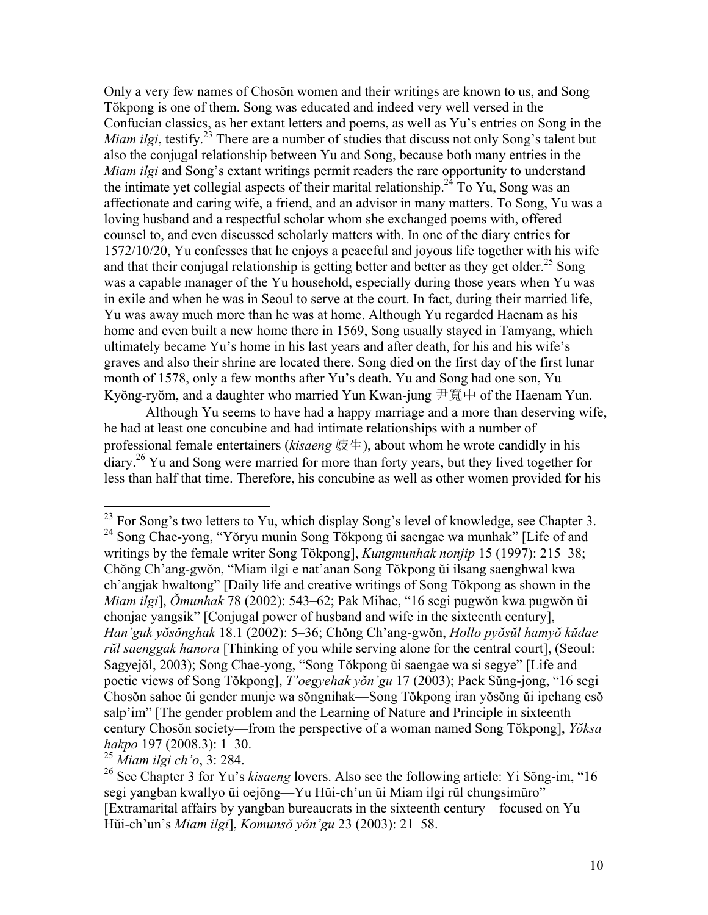Only a very few names of Chosŏn women and their writings are known to us, and Song Tŏkpong is one of them. Song was educated and indeed very well versed in the Confucian classics, as her extant letters and poems, as well as Yu's entries on Song in the *Miam ilgi*, testify.[23] There are a number of studies that discuss not only Song's talent but also the conjugal relationship between Yu and Song, because both many entries in the *Miam ilgi* and Song's extant writings permit readers the rare opportunity to understand the intimate yet collegial aspects of their marital relationship.[24] To Yu, Song was an affectionate and caring wife, a friend, and an advisor in many matters. To Song, Yu was a loving husband and a respectful scholar whom she exchanged poems with, offered counsel to, and even discussed scholarly matters with. In one of the diary entries for 1572/10/20, Yu confesses that he enjoys a peaceful and joyous life together with his wife and that their conjugal relationship is getting better and better as they get older.[25] Song was a capable manager of the Yu household, especially during those years when Yu was in exile and when he was in Seoul to serve at the court. In fact, during their married life, Yu was away much more than he was at home. Although Yu regarded Haenam as his home and even built a new home there in 1569, Song usually stayed in Tamyang, which ultimately became Yu's home in his last years and after death, for his and his wife's graves and also their shrine are located there. Song died on the first day of the first lunar month of 1578, only a few months after Yu's death. Yu and Song had one son, Yu Kyŏng-ryŏm, and a daughter who married Yun Kwan-jung 尹寬中 of the Haenam Yun.

Although Yu seems to have had a happy marriage and a more than deserving wife, he had at least one concubine and had intimate relationships with a number of professional female entertainers (*kisaeng* 妓生), about whom he wrote candidly in his diary.[26] Yu and Song were married for more than forty years, but they lived together for less than half that time. Therefore, his concubine as well as other women provided for his

---

[23] For Song's two letters to Yu, which display Song's level of knowledge, see Chapter 3.

[24] Song Chae-yong, "Yŏryu munin Song Tŏkpong ŭi saengae wa munhak" [Life of and writings by the female writer Song Tŏkpong], *Kungmunhak nonjip* 15 (1997): 215–38; Chŏng Ch'ang-gwŏn, "Miam ilgi e nat'anan Song Tŏkpong ŭi ilsang saenghwal kwa ch'angjak hwaltong" [Daily life and creative writings of Song Tŏkpong as shown in the *Miam ilgi*], *Ŏmunhak* 78 (2002): 543–62; Pak Mihae, "16 segi pugwŏn kwa pugwŏn ŭi chonjae yangsik" [Conjugal power of husband and wife in the sixteenth century], *Han'guk yŏsŏnghak* 18.1 (2002): 5–36; Chŏng Ch'ang-gwŏn, *Hollo pyŏsŭl hamyŏ kŭdae rŭl saenggak hanora* [Thinking of you while serving alone for the central court], (Seoul: Sagyejŏl, 2003); Song Chae-yong, "Song Tŏkpong ŭi saengae wa si segye" [Life and poetic views of Song Tŏkpong], *T'oegyehak yŏn'gu* 17 (2003); Paek Sŭng-jong, "16 segi Chosŏn sahoe ŭi gender munje wa sŏngnihak—Song Tŏkpong iran yŏsŏng ŭi ipchang esŏ salp'im" [The gender problem and the Learning of Nature and Principle in sixteenth century Chosŏn society—from the perspective of a woman named Song Tŏkpong], *Yŏksa hakpo* 197 (2008.3): 1–30.

[25] *Miam ilgi ch'o*, 3: 284.

[26] See Chapter 3 for Yu's *kisaeng* lovers. Also see the following article: Yi Sŏng-im, "16 segi yangban kwallyo ŭi oejŏng—Yu Hŭi-ch'un ŭi Miam ilgi rŭl chungsimŭro" [Extramarital affairs by yangban bureaucrats in the sixteenth century—focused on Yu Hŭi-ch'un's *Miam ilgi*], *Komunsŏ yŏn'gu* 23 (2003): 21–58.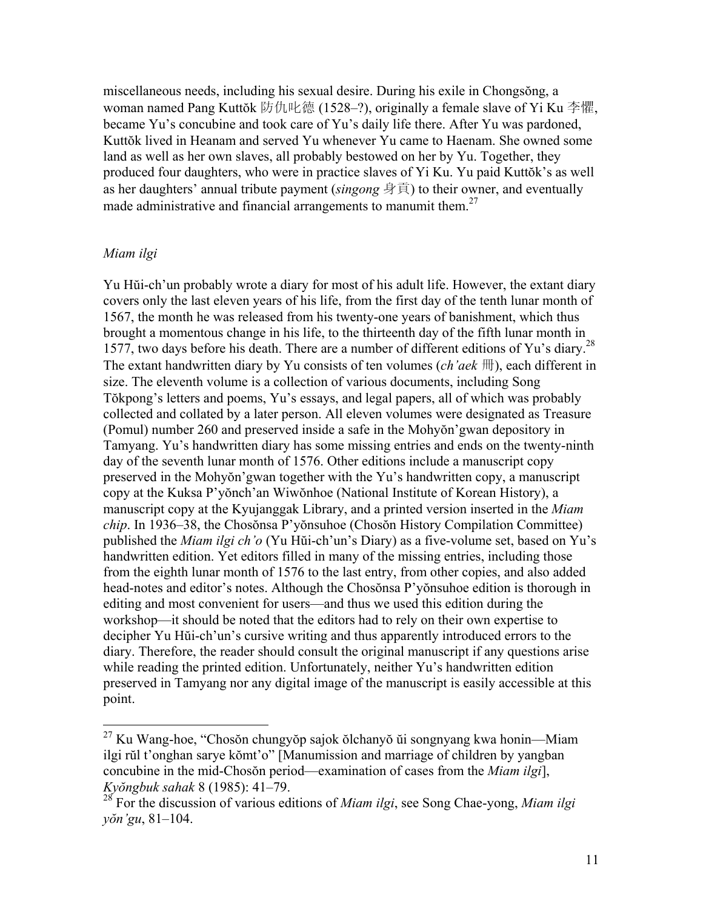miscellaneous needs, including his sexual desire. During his exile in Chongsŏng, a woman named Pang Kuttŏk 防仇叱德 (1528–?), originally a female slave of Yi Ku 李懼, became Yu's concubine and took care of Yu's daily life there. After Yu was pardoned, Kuttŏk lived in Heanam and served Yu whenever Yu came to Haenam. She owned some land as well as her own slaves, all probably bestowed on her by Yu. Together, they produced four daughters, who were in practice slaves of Yi Ku. Yu paid Kuttŏk's as well as her daughters' annual tribute payment (*singong* 身貢) to their owner, and eventually made administrative and financial arrangements to manumit them.[27]

## *Miam ilgi*

Yu Hŭi-ch'un probably wrote a diary for most of his adult life. However, the extant diary covers only the last eleven years of his life, from the first day of the tenth lunar month of 1567, the month he was released from his twenty-one years of banishment, which thus brought a momentous change in his life, to the thirteenth day of the fifth lunar month in 1577, two days before his death. There are a number of different editions of Yu's diary.[28] The extant handwritten diary by Yu consists of ten volumes (*ch'aek* 冊), each different in size. The eleventh volume is a collection of various documents, including Song Tŏkpong's letters and poems, Yu's essays, and legal papers, all of which was probably collected and collated by a later person. All eleven volumes were designated as Treasure (Pomul) number 260 and preserved inside a safe in the Mohyŏn'gwan depository in Tamyang. Yu's handwritten diary has some missing entries and ends on the twenty-ninth day of the seventh lunar month of 1576. Other editions include a manuscript copy preserved in the Mohyŏn'gwan together with the Yu's handwritten copy, a manuscript copy at the Kuksa P'yŏnch'an Wiwŏnhoe (National Institute of Korean History), a manuscript copy at the Kyujanggak Library, and a printed version inserted in the *Miam chip*. In 1936–38, the Chosŏnsa P'yŏnsuhoe (Chosŏn History Compilation Committee) published the *Miam ilgi ch'o* (Yu Hŭi-ch'un's Diary) as a five-volume set, based on Yu's handwritten edition. Yet editors filled in many of the missing entries, including those from the eighth lunar month of 1576 to the last entry, from other copies, and also added head-notes and editor's notes. Although the Chosŏnsa P'yŏnsuhoe edition is thorough in editing and most convenient for users—and thus we used this edition during the workshop—it should be noted that the editors had to rely on their own expertise to decipher Yu Hŭi-ch'un's cursive writing and thus apparently introduced errors to the diary. Therefore, the reader should consult the original manuscript if any questions arise while reading the printed edition. Unfortunately, neither Yu's handwritten edition preserved in Tamyang nor any digital image of the manuscript is easily accessible at this point.

---

[27] Ku Wang-hoe, "Chosŏn chungyŏp sajok ŏlchanyŏ ŭi songnyang kwa honin—Miam ilgi rŭl t'onghan sarye kŏmt'o" [Manumission and marriage of children by yangban concubine in the mid-Chosŏn period—examination of cases from the *Miam ilgi*], *Kyŏngbuk sahak* 8 (1985): 41–79.

[28] For the discussion of various editions of *Miam ilgi*, see Song Chae-yong, *Miam ilgi yŏn'gu*, 81–104.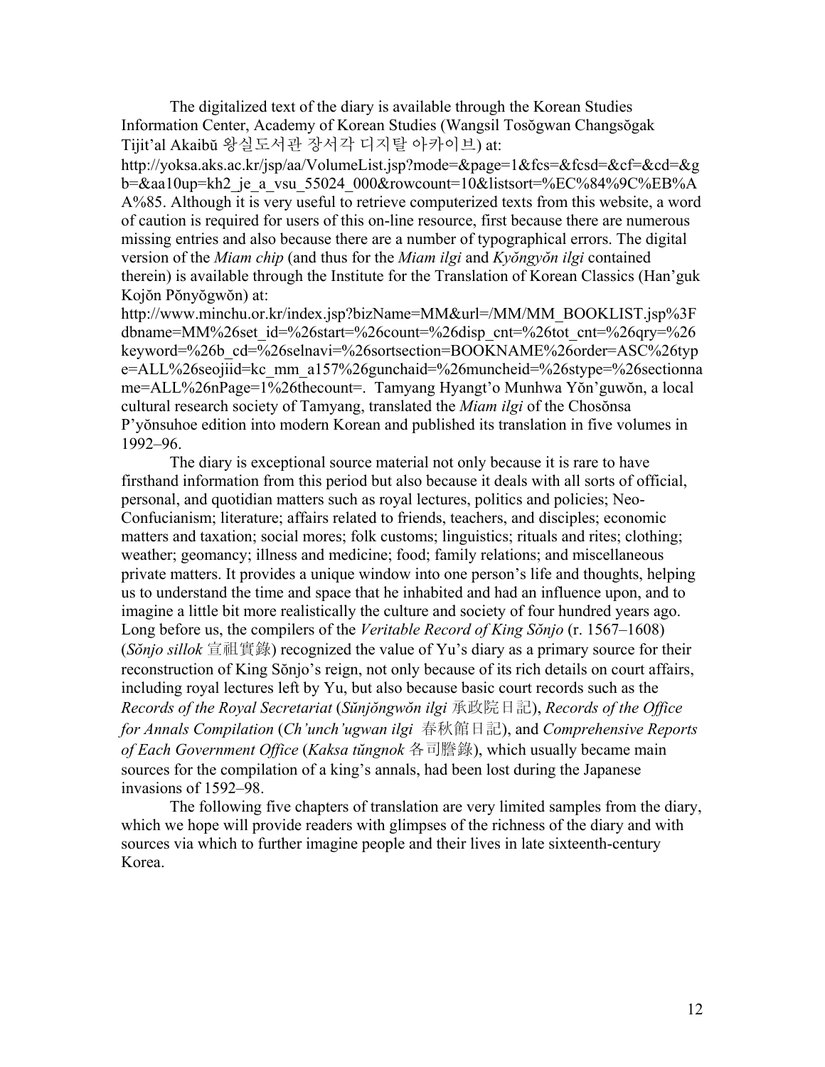The digitalized text of the diary is available through the Korean Studies Information Center, Academy of Korean Studies (Wangsil Tosŏgwan Changsŏgak Tijit'al Akaibŭ 왕실도서관 장서각 디지탈 아카이브) at: http://yoksa.aks.ac.kr/jsp/aa/VolumeList.jsp?mode=&page=1&fcs=&fcsd=&cf=&cd=&gb=&aa10up=kh2_je_a_vsu_55024_000&rowcount=10&listsort=%EC%84%9C%EB%AA%85. Although it is very useful to retrieve computerized texts from this website, a word of caution is required for users of this on-line resource, first because there are numerous missing entries and also because there are a number of typographical errors. The digital version of the *Miam chip* (and thus for the *Miam ilgi* and *Kyŏngyŏn ilgi* contained therein) is available through the Institute for the Translation of Korean Classics (Han'guk Kojŏn Pŏnyŏgwŏn) at: http://www.minchu.or.kr/index.jsp?bizName=MM&url=/MM/MM_BOOKLIST.jsp%3Fdbname=MM%26set_id=%26start=%26count=%26disp_cnt=%26tot_cnt=%26qry=%26keyword=%26b_cd=%26selnavi=%26sortsection=BOOKNAME%26order=ASC%26type=ALL%26seojiid=kc_mm_a157%26gunchaid=%26muncheid=%26stype=%26sectionname=ALL%26nPage=1%26thecount=. Tamyang Hyangt'o Munhwa Yŏn'guwŏn, a local cultural research society of Tamyang, translated the *Miam ilgi* of the Chosŏnsa P'yŏnsuhoe edition into modern Korean and published its translation in five volumes in 1992–96.

The diary is exceptional source material not only because it is rare to have firsthand information from this period but also because it deals with all sorts of official, personal, and quotidian matters such as royal lectures, politics and policies; Neo-Confucianism; literature; affairs related to friends, teachers, and disciples; economic matters and taxation; social mores; folk customs; linguistics; rituals and rites; clothing; weather; geomancy; illness and medicine; food; family relations; and miscellaneous private matters. It provides a unique window into one person's life and thoughts, helping us to understand the time and space that he inhabited and had an influence upon, and to imagine a little bit more realistically the culture and society of four hundred years ago. Long before us, the compilers of the *Veritable Record of King Sŏnjo* (r. 1567–1608) (*Sŏnjo sillok* 宣祖實錄) recognized the value of Yu's diary as a primary source for their reconstruction of King Sŏnjo's reign, not only because of its rich details on court affairs, including royal lectures left by Yu, but also because basic court records such as the *Records of the Royal Secretariat* (*Sŭnjŏngwŏn ilgi* 承政院日記), *Records of the Office for Annals Compilation* (*Ch'unch'ugwan ilgi* 春秋館日記), and *Comprehensive Reports of Each Government Office* (*Kaksa tŭngnok* 各司謄錄), which usually became main sources for the compilation of a king's annals, had been lost during the Japanese invasions of 1592–98.

The following five chapters of translation are very limited samples from the diary, which we hope will provide readers with glimpses of the richness of the diary and with sources via which to further imagine people and their lives in late sixteenth-century Korea.